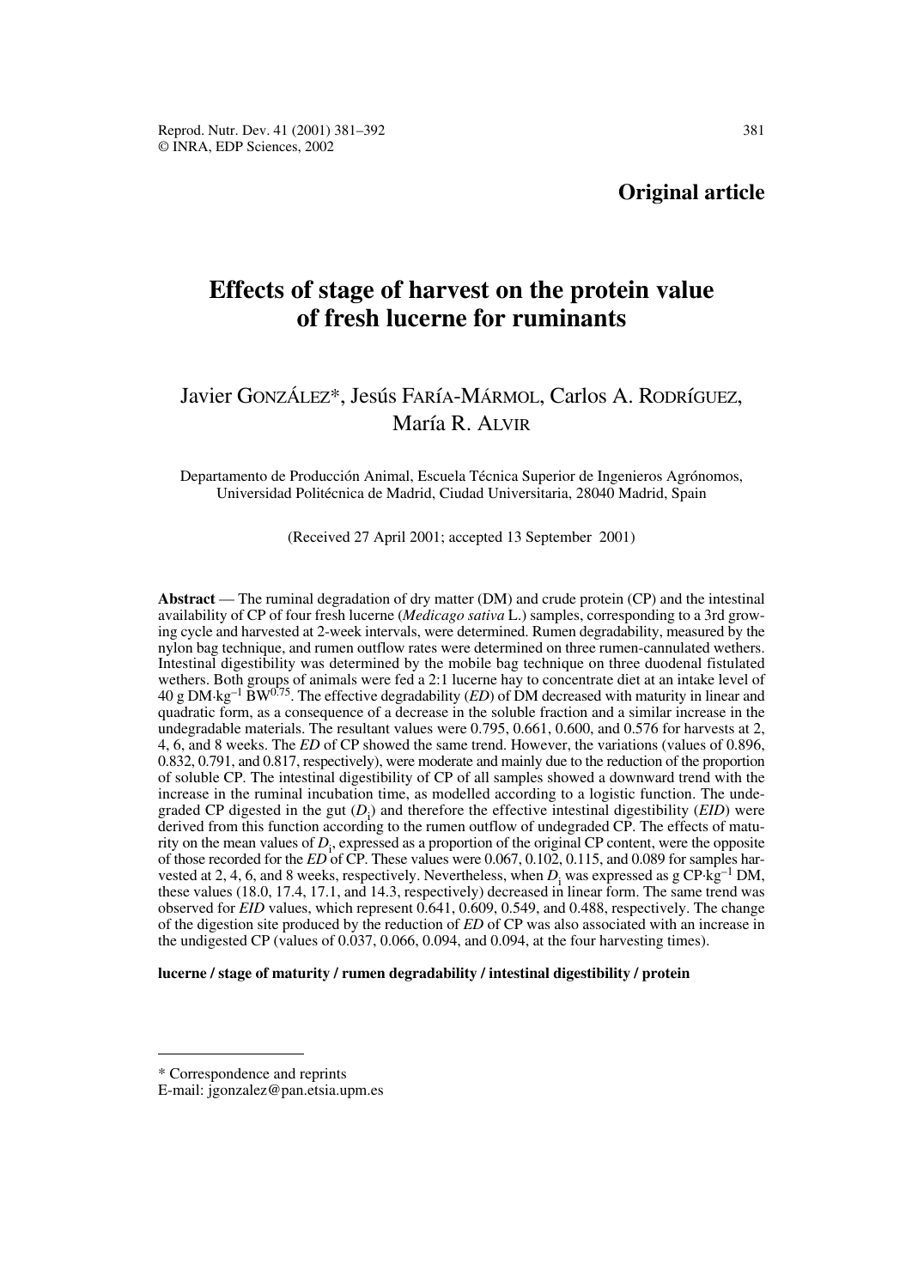**Original article**

# Effects of stage of harvest on the protein value of fresh lucerne for ruminants

Javier GONZÁLEZ*, Jesús FARÍA-MÁRMOL, Carlos A. RODRÍGUEZ, María R. ALVIR

Departamento de Producción Animal, Escuela Técnica Superior de Ingenieros Agrónomos, Universidad Politécnica de Madrid, Ciudad Universitaria, 28040 Madrid, Spain

(Received 27 April 2001; accepted 13 September 2001)

**Abstract** — The ruminal degradation of dry matter (DM) and crude protein (CP) and the intestinal availability of CP of four fresh lucerne (*Medicago sativa* L.) samples, corresponding to a 3rd growing cycle and harvested at 2-week intervals, were determined. Rumen degradability, measured by the nylon bag technique, and rumen outflow rates were determined on three rumen-cannulated wethers. Intestinal digestibility was determined by the mobile bag technique on three duodenal fistulated wethers. Both groups of animals were fed a 2:1 lucerne hay to concentrate diet at an intake level of 40 g DM·kg$^{-1}$ BW$^{0.75}$. The effective degradability (*ED*) of DM decreased with maturity in linear and quadratic form, as a consequence of a decrease in the soluble fraction and a similar increase in the undegradable materials. The resultant values were 0.795, 0.661, 0.600, and 0.576 for harvests at 2, 4, 6, and 8 weeks. The *ED* of CP showed the same trend. However, the variations (values of 0.896, 0.832, 0.791, and 0.817, respectively), were moderate and mainly due to the reduction of the proportion of soluble CP. The intestinal digestibility of CP of all samples showed a downward trend with the increase in the ruminal incubation time, as modelled according to a logistic function. The undegraded CP digested in the gut ($D_i$) and therefore the effective intestinal digestibility (*EID*) were derived from this function according to the rumen outflow of undegraded CP. The effects of maturity on the mean values of $D_i$, expressed as a proportion of the original CP content, were the opposite of those recorded for the *ED* of CP. These values were 0.067, 0.102, 0.115, and 0.089 for samples harvested at 2, 4, 6, and 8 weeks, respectively. Nevertheless, when $D_i$ was expressed as g CP·kg$^{-1}$ DM, these values (18.0, 17.4, 17.1, and 14.3, respectively) decreased in linear form. The same trend was observed for *EID* values, which represent 0.641, 0.609, 0.549, and 0.488, respectively. The change of the digestion site produced by the reduction of *ED* of CP was also associated with an increase in the undigested CP (values of 0.037, 0.066, 0.094, and 0.094, at the four harvesting times).

**lucerne / stage of maturity / rumen degradability / intestinal digestibility / protein**

---

* Correspondence and reprints
E-mail: jgonzalez@pan.etsia.upm.es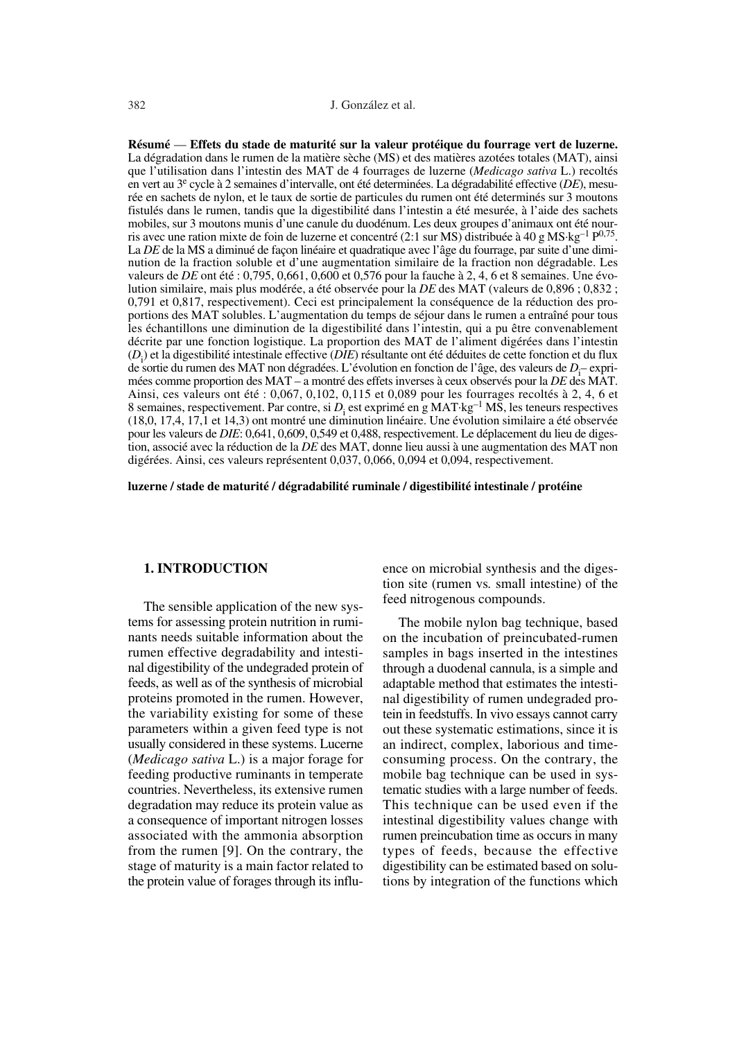**Résumé** — **Effets du stade de maturité sur la valeur protéique du fourrage vert de luzerne.** La dégradation dans le rumen de la matière sèche (MS) et des matières azotées totales (MAT), ainsi que l'utilisation dans l'intestin des MAT de 4 fourrages de luzerne (*Medicago sativa* L.) recoltés en vert au 3[e] cycle à 2 semaines d'intervalle, ont été determinées. La dégradabilité effective (*DE*), mesurée en sachets de nylon, et le taux de sortie de particules du rumen ont été determinés sur 3 moutons fistulés dans le rumen, tandis que la digestibilité dans l'intestin a été mesurée, à l'aide des sachets mobiles, sur 3 moutons munis d'une canule du duodénum. Les deux groupes d'animaux ont été nourris avec une ration mixte de foin de luzerne et concentré (2:1 sur MS) distribuée à 40 g MS·kg$^{-1}$ P$^{0,75}$. La *DE* de la MS a diminué de façon linéaire et quadratique avec l'âge du fourrage, par suite d'une diminution de la fraction soluble et d'une augmentation similaire de la fraction non dégradable. Les valeurs de *DE* ont été : 0,795, 0,661, 0,600 et 0,576 pour la fauche à 2, 4, 6 et 8 semaines. Une évolution similaire, mais plus modérée, a été observée pour la *DE* des MAT (valeurs de 0,896 ; 0,832 ; 0,791 et 0,817, respectivement). Ceci est principalement la conséquence de la réduction des proportions des MAT solubles. L'augmentation du temps de séjour dans le rumen a entraîné pour tous les échantillons une diminution de la digestibilité dans l'intestin, qui a pu être convenablement décrite par une fonction logistique. La proportion des MAT de l'aliment digérées dans l'intestin ($D_i$) et la digestibilité intestinale effective (*DIE*) résultante ont été déduites de cette fonction et du flux de sortie du rumen des MAT non dégradées. L'évolution en fonction de l'âge, des valeurs de $D_i$– exprimées comme proportion des MAT – a montré des effets inverses à ceux observés pour la *DE* des MAT. Ainsi, ces valeurs ont été : 0,067, 0,102, 0,115 et 0,089 pour les fourrages recoltés à 2, 4, 6 et 8 semaines, respectivement. Par contre, si $D_i$ est exprimé en g MAT·kg$^{-1}$ MS, les teneurs respectives (18,0, 17,4, 17,1 et 14,3) ont montré une diminution linéaire. Une évolution similaire a été observée pour les valeurs de *DIE*: 0,641, 0,609, 0,549 et 0,488, respectivement. Le déplacement du lieu de digestion, associé avec la réduction de la *DE* des MAT, donne lieu aussi à une augmentation des MAT non digérées. Ainsi, ces valeurs représentent 0,037, 0,066, 0,094 et 0,094, respectivement.

**luzerne / stade de maturité / dégradabilité ruminale / digestibilité intestinale / protéine**

## 1. INTRODUCTION

The sensible application of the new systems for assessing protein nutrition in ruminants needs suitable information about the rumen effective degradability and intestinal digestibility of the undegraded protein of feeds, as well as of the synthesis of microbial proteins promoted in the rumen. However, the variability existing for some of these parameters within a given feed type is not usually considered in these systems. Lucerne (*Medicago sativa* L.) is a major forage for feeding productive ruminants in temperate countries. Nevertheless, its extensive rumen degradation may reduce its protein value as a consequence of important nitrogen losses associated with the ammonia absorption from the rumen [9]. On the contrary, the stage of maturity is a main factor related to the protein value of forages through its influence on microbial synthesis and the digestion site (rumen vs. small intestine) of the feed nitrogenous compounds.

The mobile nylon bag technique, based on the incubation of preincubated-rumen samples in bags inserted in the intestines through a duodenal cannula, is a simple and adaptable method that estimates the intestinal digestibility of rumen undegraded protein in feedstuffs. In vivo essays cannot carry out these systematic estimations, since it is an indirect, complex, laborious and time-consuming process. On the contrary, the mobile bag technique can be used in systematic studies with a large number of feeds. This technique can be used even if the intestinal digestibility values change with rumen preincubation time as occurs in many types of feeds, because the effective digestibility can be estimated based on solutions by integration of the functions which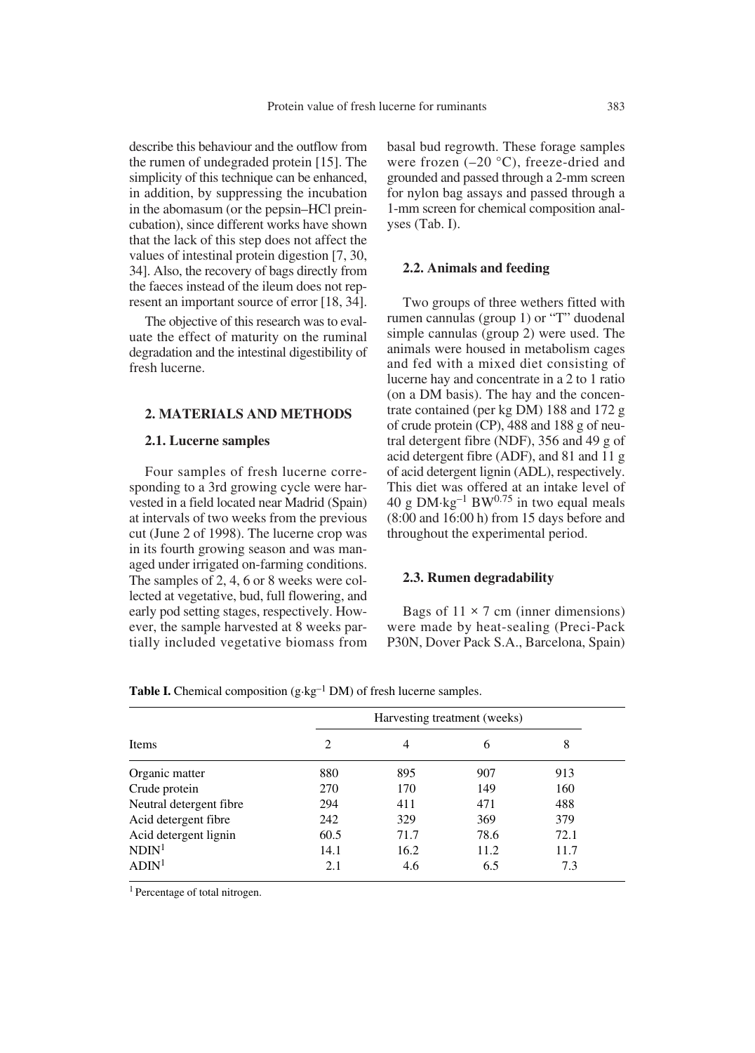describe this behaviour and the outflow from the rumen of undegraded protein [15]. The simplicity of this technique can be enhanced, in addition, by suppressing the incubation in the abomasum (or the pepsin–HCl preincubation), since different works have shown that the lack of this step does not affect the values of intestinal protein digestion [7, 30, 34]. Also, the recovery of bags directly from the faeces instead of the ileum does not represent an important source of error [18, 34].

The objective of this research was to evaluate the effect of maturity on the ruminal degradation and the intestinal digestibility of fresh lucerne.

## 2. MATERIALS AND METHODS

### 2.1. Lucerne samples

Four samples of fresh lucerne corresponding to a 3rd growing cycle were harvested in a field located near Madrid (Spain) at intervals of two weeks from the previous cut (June 2 of 1998). The lucerne crop was in its fourth growing season and was managed under irrigated on-farming conditions. The samples of 2, 4, 6 or 8 weeks were collected at vegetative, bud, full flowering, and early pod setting stages, respectively. However, the sample harvested at 8 weeks partially included vegetative biomass from basal bud regrowth. These forage samples were frozen (–20 °C), freeze-dried and grounded and passed through a 2-mm screen for nylon bag assays and passed through a 1-mm screen for chemical composition analyses (Tab. I).

### 2.2. Animals and feeding

Two groups of three wethers fitted with rumen cannulas (group 1) or "T" duodenal simple cannulas (group 2) were used. The animals were housed in metabolism cages and fed with a mixed diet consisting of lucerne hay and concentrate in a 2 to 1 ratio (on a DM basis). The hay and the concentrate contained (per kg DM) 188 and 172 g of crude protein (CP), 488 and 188 g of neutral detergent fibre (NDF), 356 and 49 g of acid detergent fibre (ADF), and 81 and 11 g of acid detergent lignin (ADL), respectively. This diet was offered at an intake level of 40 g $DM \cdot kg^{-1}$ $BW^{0.75}$ in two equal meals (8:00 and 16:00 h) from 15 days before and throughout the experimental period.

### 2.3. Rumen degradability

Bags of 11 × 7 cm (inner dimensions) were made by heat-sealing (Preci-Pack P30N, Dover Pack S.A., Barcelona, Spain)

**Table I.** Chemical composition ($g \cdot kg^{-1}$ DM) of fresh lucerne samples.

| Items | Harvesting treatment (weeks) | | | |
|---|---|---|---|---|
| | 2 | 4 | 6 | 8 |
| Organic matter | 880 | 895 | 907 | 913 |
| Crude protein | 270 | 170 | 149 | 160 |
| Neutral detergent fibre | 294 | 411 | 471 | 488 |
| Acid detergent fibre | 242 | 329 | 369 | 379 |
| Acid detergent lignin | 60.5 | 71.7 | 78.6 | 72.1 |
| NDIN[1] | 14.1 | 16.2 | 11.2 | 11.7 |
| ADIN[1] | 2.1 | 4.6 | 6.5 | 7.3 |

[1] Percentage of total nitrogen.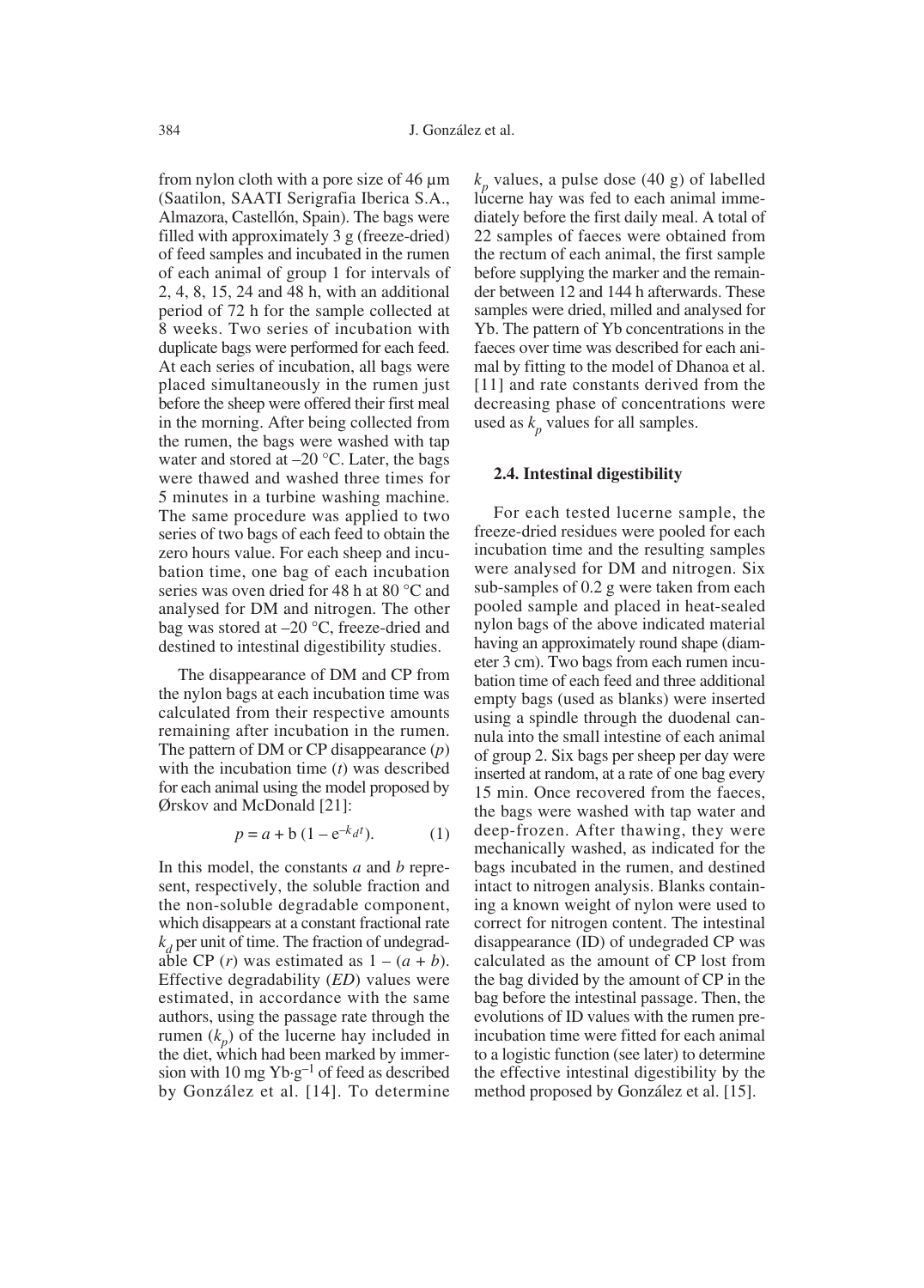from nylon cloth with a pore size of 46 µm (Saatilon, SAATI Serigrafia Iberica S.A., Almazora, Castellón, Spain). The bags were filled with approximately 3 g (freeze-dried) of feed samples and incubated in the rumen of each animal of group 1 for intervals of 2, 4, 8, 15, 24 and 48 h, with an additional period of 72 h for the sample collected at 8 weeks. Two series of incubation with duplicate bags were performed for each feed. At each series of incubation, all bags were placed simultaneously in the rumen just before the sheep were offered their first meal in the morning. After being collected from the rumen, the bags were washed with tap water and stored at –20 °C. Later, the bags were thawed and washed three times for 5 minutes in a turbine washing machine. The same procedure was applied to two series of two bags of each feed to obtain the zero hours value. For each sheep and incubation time, one bag of each incubation series was oven dried for 48 h at 80 °C and analysed for DM and nitrogen. The other bag was stored at –20 °C, freeze-dried and destined to intestinal digestibility studies.

The disappearance of DM and CP from the nylon bags at each incubation time was calculated from their respective amounts remaining after incubation in the rumen. The pattern of DM or CP disappearance ($p$) with the incubation time ($t$) was described for each animal using the model proposed by Ørskov and McDonald [21]:

$$p = a + b\,(1 - e^{-k_d t}). \tag{1}$$

In this model, the constants $a$ and $b$ represent, respectively, the soluble fraction and the non-soluble degradable component, which disappears at a constant fractional rate $k_d$ per unit of time. The fraction of undegradable CP ($r$) was estimated as $1 - (a + b)$. Effective degradability ($ED$) values were estimated, in accordance with the same authors, using the passage rate through the rumen ($k_p$) of the lucerne hay included in the diet, which had been marked by immersion with 10 mg $Yb \cdot g^{-1}$ of feed as described by González et al. [14]. To determine $k_p$ values, a pulse dose (40 g) of labelled lucerne hay was fed to each animal immediately before the first daily meal. A total of 22 samples of faeces were obtained from the rectum of each animal, the first sample before supplying the marker and the remainder between 12 and 144 h afterwards. These samples were dried, milled and analysed for Yb. The pattern of Yb concentrations in the faeces over time was described for each animal by fitting to the model of Dhanoa et al. [11] and rate constants derived from the decreasing phase of concentrations were used as $k_p$ values for all samples.

### 2.4. Intestinal digestibility

For each tested lucerne sample, the freeze-dried residues were pooled for each incubation time and the resulting samples were analysed for DM and nitrogen. Six sub-samples of 0.2 g were taken from each pooled sample and placed in heat-sealed nylon bags of the above indicated material having an approximately round shape (diameter 3 cm). Two bags from each rumen incubation time of each feed and three additional empty bags (used as blanks) were inserted using a spindle through the duodenal cannula into the small intestine of each animal of group 2. Six bags per sheep per day were inserted at random, at a rate of one bag every 15 min. Once recovered from the faeces, the bags were washed with tap water and deep-frozen. After thawing, they were mechanically washed, as indicated for the bags incubated in the rumen, and destined intact to nitrogen analysis. Blanks containing a known weight of nylon were used to correct for nitrogen content. The intestinal disappearance (ID) of undegraded CP was calculated as the amount of CP lost from the bag divided by the amount of CP in the bag before the intestinal passage. Then, the evolutions of ID values with the rumen preincubation time were fitted for each animal to a logistic function (see later) to determine the effective intestinal digestibility by the method proposed by González et al. [15].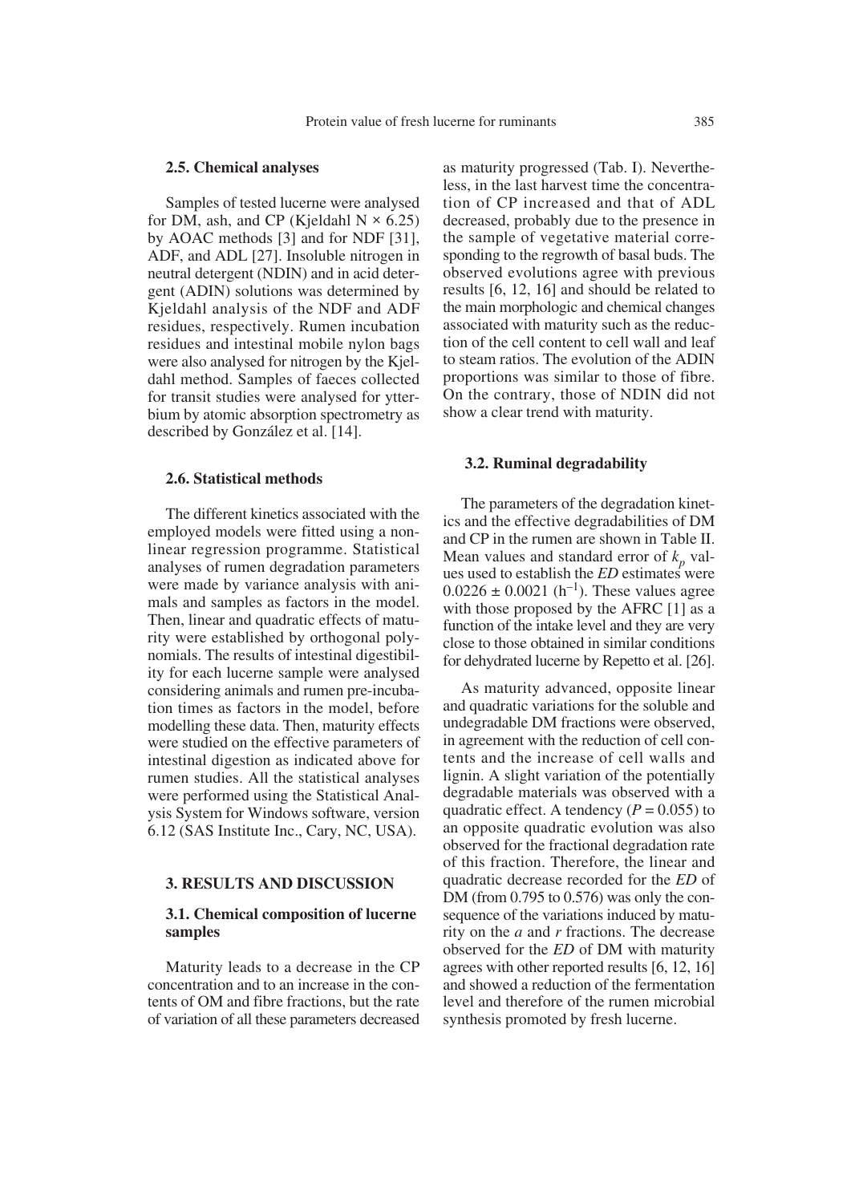### 2.5. Chemical analyses

Samples of tested lucerne were analysed for DM, ash, and CP (Kjeldahl N × 6.25) by AOAC methods [3] and for NDF [31], ADF, and ADL [27]. Insoluble nitrogen in neutral detergent (NDIN) and in acid detergent (ADIN) solutions was determined by Kjeldahl analysis of the NDF and ADF residues, respectively. Rumen incubation residues and intestinal mobile nylon bags were also analysed for nitrogen by the Kjeldahl method. Samples of faeces collected for transit studies were analysed for ytterbium by atomic absorption spectrometry as described by González et al. [14].

### 2.6. Statistical methods

The different kinetics associated with the employed models were fitted using a nonlinear regression programme. Statistical analyses of rumen degradation parameters were made by variance analysis with animals and samples as factors in the model. Then, linear and quadratic effects of maturity were established by orthogonal polynomials. The results of intestinal digestibility for each lucerne sample were analysed considering animals and rumen pre-incubation times as factors in the model, before modelling these data. Then, maturity effects were studied on the effective parameters of intestinal digestion as indicated above for rumen studies. All the statistical analyses were performed using the Statistical Analysis System for Windows software, version 6.12 (SAS Institute Inc., Cary, NC, USA).

## 3. RESULTS AND DISCUSSION

### 3.1. Chemical composition of lucerne samples

Maturity leads to a decrease in the CP concentration and to an increase in the contents of OM and fibre fractions, but the rate of variation of all these parameters decreased as maturity progressed (Tab. I). Nevertheless, in the last harvest time the concentration of CP increased and that of ADL decreased, probably due to the presence in the sample of vegetative material corresponding to the regrowth of basal buds. The observed evolutions agree with previous results [6, 12, 16] and should be related to the main morphologic and chemical changes associated with maturity such as the reduction of the cell content to cell wall and leaf to steam ratios. The evolution of the ADIN proportions was similar to those of fibre. On the contrary, those of NDIN did not show a clear trend with maturity.

### 3.2. Ruminal degradability

The parameters of the degradation kinetics and the effective degradabilities of DM and CP in the rumen are shown in Table II. Mean values and standard error of $k_p$ values used to establish the *ED* estimates were $0.0226 \pm 0.0021$ ($h^{-1}$). These values agree with those proposed by the AFRC [1] as a function of the intake level and they are very close to those obtained in similar conditions for dehydrated lucerne by Repetto et al. [26].

As maturity advanced, opposite linear and quadratic variations for the soluble and undegradable DM fractions were observed, in agreement with the reduction of cell contents and the increase of cell walls and lignin. A slight variation of the potentially degradable materials was observed with a quadratic effect. A tendency ($P = 0.055$) to an opposite quadratic evolution was also observed for the fractional degradation rate of this fraction. Therefore, the linear and quadratic decrease recorded for the *ED* of DM (from 0.795 to 0.576) was only the consequence of the variations induced by maturity on the *a* and *r* fractions. The decrease observed for the *ED* of DM with maturity agrees with other reported results [6, 12, 16] and showed a reduction of the fermentation level and therefore of the rumen microbial synthesis promoted by fresh lucerne.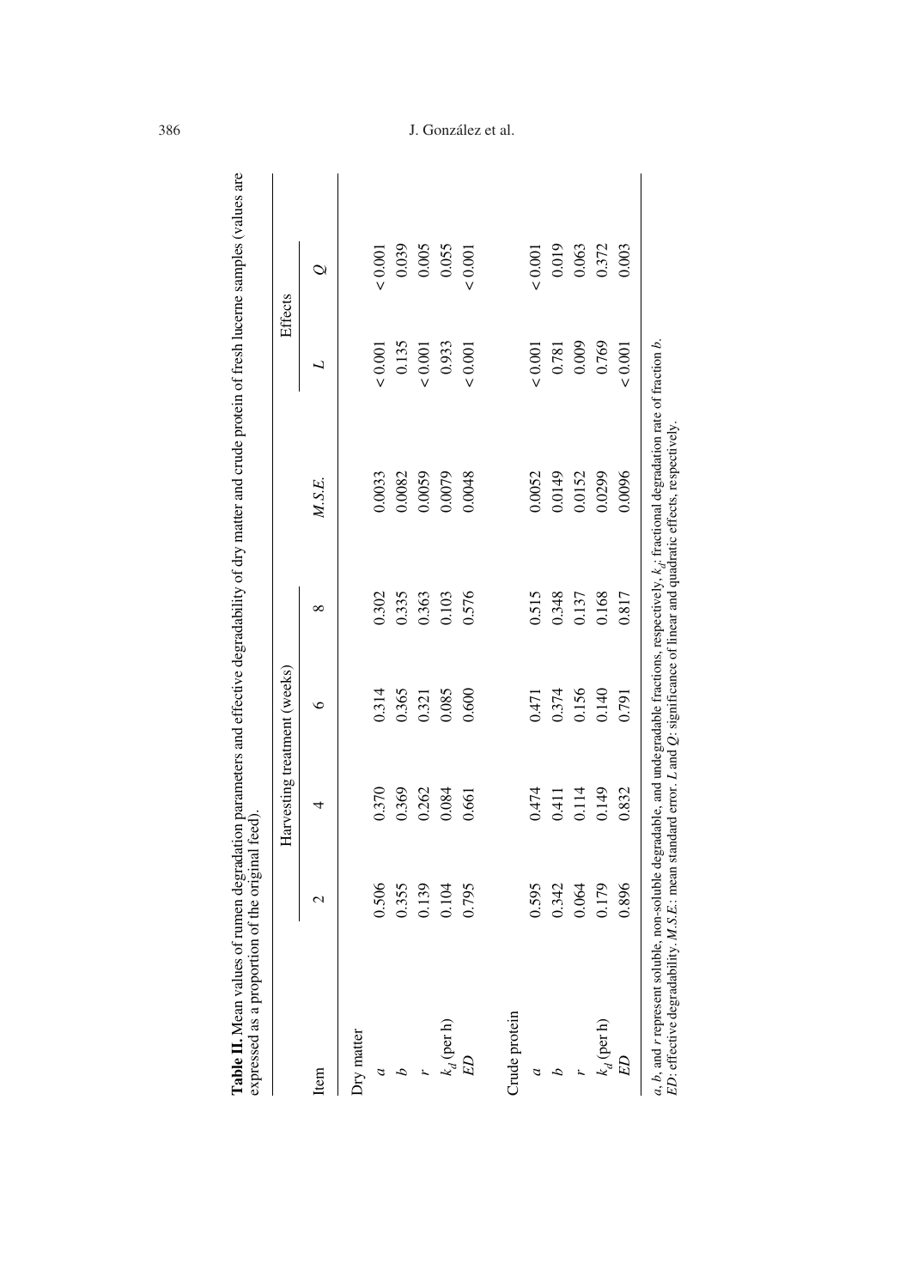**Table II.** Mean values of rumen degradation parameters and effective degradability of dry matter and crude protein of fresh lucerne samples (values are expressed as a proportion of the original feed).

| Item | Harvesting treatment (weeks) | | | | | Effects | |
|---|---|---|---|---|---|---|---|
| | 2 | 4 | 6 | 8 | *M.S.E.* | *L* | *Q* |
| Dry matter | | | | | | | |
| $a$ | 0.506 | 0.370 | 0.314 | 0.302 | 0.0033 | < 0.001 | < 0.001 |
| $b$ | 0.355 | 0.369 | 0.365 | 0.335 | 0.0082 | 0.135 | 0.039 |
| $r$ | 0.139 | 0.262 | 0.321 | 0.363 | 0.0059 | < 0.001 | 0.005 |
| $k_d$ (per h) | 0.104 | 0.084 | 0.085 | 0.103 | 0.0079 | 0.933 | 0.055 |
| $ED$ | 0.795 | 0.661 | 0.600 | 0.576 | 0.0048 | < 0.001 | < 0.001 |
| Crude protein | | | | | | | |
| $a$ | 0.595 | 0.474 | 0.471 | 0.515 | 0.0052 | < 0.001 | < 0.001 |
| $b$ | 0.342 | 0.411 | 0.374 | 0.348 | 0.0149 | 0.781 | 0.019 |
| $r$ | 0.064 | 0.114 | 0.156 | 0.137 | 0.0152 | 0.009 | 0.063 |
| $k_d$ (per h) | 0.179 | 0.149 | 0.140 | 0.168 | 0.0299 | 0.769 | 0.372 |
| $ED$ | 0.896 | 0.832 | 0.791 | 0.817 | 0.0096 | < 0.001 | 0.003 |

$a$, $b$, and $r$ represent soluble, non-soluble degradable, and undegradable fractions, respectively. $k_d$: fractional degradation rate of fraction $b$. *ED*: effective degradability. *M.S.E.*: mean standard error. *L* and *Q*: significance of linear and quadratic effects, respectively.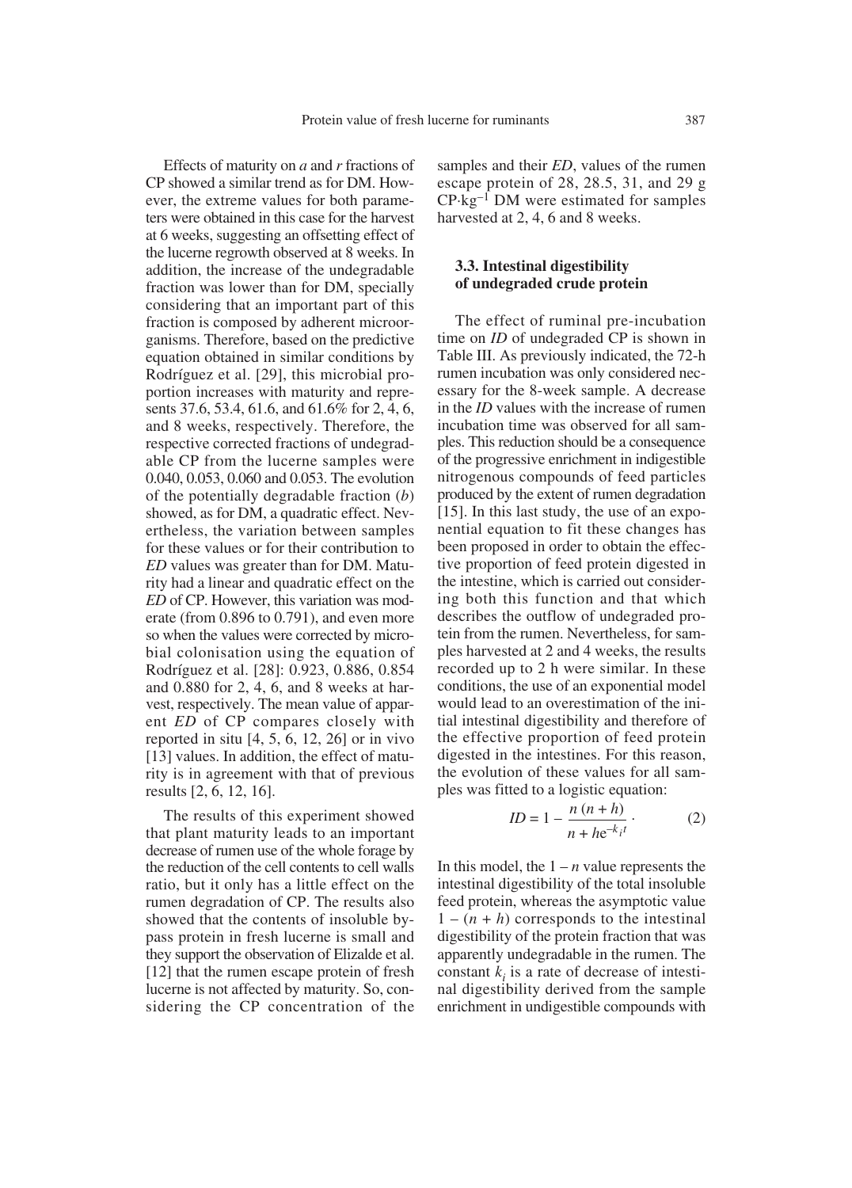Effects of maturity on *a* and *r* fractions of CP showed a similar trend as for DM. However, the extreme values for both parameters were obtained in this case for the harvest at 6 weeks, suggesting an offsetting effect of the lucerne regrowth observed at 8 weeks. In addition, the increase of the undegradable fraction was lower than for DM, specially considering that an important part of this fraction is composed by adherent microorganisms. Therefore, based on the predictive equation obtained in similar conditions by Rodríguez et al. [29], this microbial proportion increases with maturity and represents 37.6, 53.4, 61.6, and 61.6% for 2, 4, 6, and 8 weeks, respectively. Therefore, the respective corrected fractions of undegradable CP from the lucerne samples were 0.040, 0.053, 0.060 and 0.053. The evolution of the potentially degradable fraction (*b*) showed, as for DM, a quadratic effect. Nevertheless, the variation between samples for these values or for their contribution to *ED* values was greater than for DM. Maturity had a linear and quadratic effect on the *ED* of CP. However, this variation was moderate (from 0.896 to 0.791), and even more so when the values were corrected by microbial colonisation using the equation of Rodríguez et al. [28]: 0.923, 0.886, 0.854 and 0.880 for 2, 4, 6, and 8 weeks at harvest, respectively. The mean value of apparent *ED* of CP compares closely with reported in situ [4, 5, 6, 12, 26] or in vivo [13] values. In addition, the effect of maturity is in agreement with that of previous results [2, 6, 12, 16].

The results of this experiment showed that plant maturity leads to an important decrease of rumen use of the whole forage by the reduction of the cell contents to cell walls ratio, but it only has a little effect on the rumen degradation of CP. The results also showed that the contents of insoluble bypass protein in fresh lucerne is small and they support the observation of Elizalde et al. [12] that the rumen escape protein of fresh lucerne is not affected by maturity. So, considering the CP concentration of the samples and their *ED*, values of the rumen escape protein of 28, 28.5, 31, and 29 g $CP \cdot kg^{-1}$ DM were estimated for samples harvested at 2, 4, 6 and 8 weeks.

### 3.3. Intestinal digestibility of undegraded crude protein

The effect of ruminal pre-incubation time on *ID* of undegraded CP is shown in Table III. As previously indicated, the 72-h rumen incubation was only considered necessary for the 8-week sample. A decrease in the *ID* values with the increase of rumen incubation time was observed for all samples. This reduction should be a consequence of the progressive enrichment in indigestible nitrogenous compounds of feed particles produced by the extent of rumen degradation [15]. In this last study, the use of an exponential equation to fit these changes has been proposed in order to obtain the effective proportion of feed protein digested in the intestine, which is carried out considering both this function and that which describes the outflow of undegraded protein from the rumen. Nevertheless, for samples harvested at 2 and 4 weeks, the results recorded up to 2 h were similar. In these conditions, the use of an exponential model would lead to an overestimation of the initial intestinal digestibility and therefore of the effective proportion of feed protein digested in the intestines. For this reason, the evolution of these values for all samples was fitted to a logistic equation:

$$ID = 1 - \frac{n\,(n + h)}{n + h e^{-k_i t}} \cdot \qquad (2)$$

In this model, the $1 - n$ value represents the intestinal digestibility of the total insoluble feed protein, whereas the asymptotic value $1 - (n + h)$ corresponds to the intestinal digestibility of the protein fraction that was apparently undegradable in the rumen. The constant $k_i$ is a rate of decrease of intestinal digestibility derived from the sample enrichment in undigestible compounds with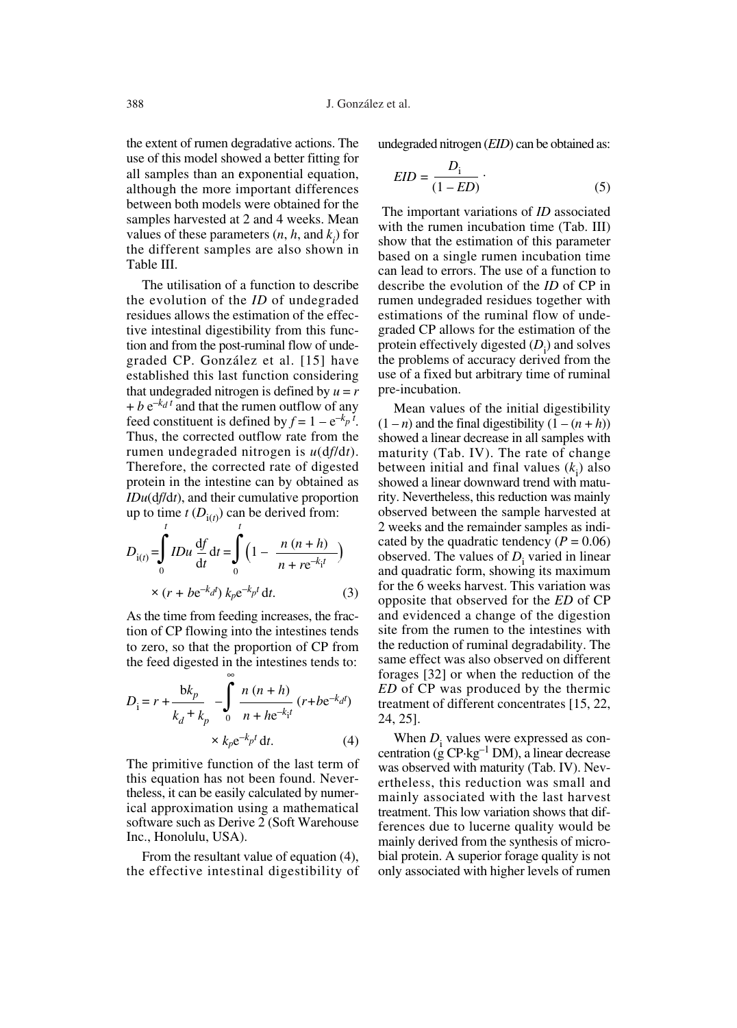the extent of rumen degradative actions. The use of this model showed a better fitting for all samples than an exponential equation, although the more important differences between both models were obtained for the samples harvested at 2 and 4 weeks. Mean values of these parameters ($n$, $h$, and $k_i$) for the different samples are also shown in Table III.

The utilisation of a function to describe the evolution of the *ID* of undegraded residues allows the estimation of the effective intestinal digestibility from this function and from the post-ruminal flow of undegraded CP. González et al. [15] have established this last function considering that undegraded nitrogen is defined by $u = r + b\,e^{-k_d t}$ and that the rumen outflow of any feed constituent is defined by $f = 1 - e^{-k_p t}$. Thus, the corrected outflow rate from the rumen undegraded nitrogen is $u(\mathrm{d}f/\mathrm{d}t)$. Therefore, the corrected rate of digested protein in the intestine can by obtained as $IDu(\mathrm{d}f/\mathrm{d}t)$, and their cumulative proportion up to time $t$ ($D_{i(t)}$) can be derived from:

$$D_{i(t)} = \int_0^t IDu\,\frac{\mathrm{d}f}{\mathrm{d}t}\,\mathrm{d}t = \int_0^t \left(1 - \frac{n\,(n+h)}{n + r e^{-k_i t}}\right) \times (r + b e^{-k_d t})\,k_p e^{-k_p t}\,\mathrm{d}t. \quad (3)$$

As the time from feeding increases, the fraction of CP flowing into the intestines tends to zero, so that the proportion of CP from the feed digested in the intestines tends to:

$$D_i = r + \frac{b k_p}{k_d + k_p} - \int_0^\infty \frac{n\,(n+h)}{n + h e^{-k_i t}}\,(r + b e^{-k_d t}) \times k_p e^{-k_p t}\,\mathrm{d}t. \quad (4)$$

The primitive function of the last term of this equation has not been found. Nevertheless, it can be easily calculated by numerical approximation using a mathematical software such as Derive 2 (Soft Warehouse Inc., Honolulu, USA).

From the resultant value of equation (4), the effective intestinal digestibility of undegraded nitrogen (*EID*) can be obtained as:

$$EID = \frac{D_i}{(1 - ED)}\,. \quad (5)$$

The important variations of *ID* associated with the rumen incubation time (Tab. III) show that the estimation of this parameter based on a single rumen incubation time can lead to errors. The use of a function to describe the evolution of the *ID* of CP in rumen undegraded residues together with estimations of the ruminal flow of undegraded CP allows for the estimation of the protein effectively digested ($D_i$) and solves the problems of accuracy derived from the use of a fixed but arbitrary time of ruminal pre-incubation.

Mean values of the initial digestibility $(1 - n)$ and the final digestibility $(1 - (n + h))$ showed a linear decrease in all samples with maturity (Tab. IV). The rate of change between initial and final values ($k_i$) also showed a linear downward trend with maturity. Nevertheless, this reduction was mainly observed between the sample harvested at 2 weeks and the remainder samples as indicated by the quadratic tendency ($P = 0.06$) observed. The values of $D_i$ varied in linear and quadratic form, showing its maximum for the 6 weeks harvest. This variation was opposite that observed for the *ED* of CP and evidenced a change of the digestion site from the rumen to the intestines with the reduction of ruminal degradability. The same effect was also observed on different forages [32] or when the reduction of the *ED* of CP was produced by the thermic treatment of different concentrates [15, 22, 24, 25].

When $D_i$ values were expressed as concentration ($\mathrm{g\ CP \cdot kg^{-1}\ DM}$), a linear decrease was observed with maturity (Tab. IV). Nevertheless, this reduction was small and mainly associated with the last harvest treatment. This low variation shows that differences due to lucerne quality would be mainly derived from the synthesis of microbial protein. A superior forage quality is not only associated with higher levels of rumen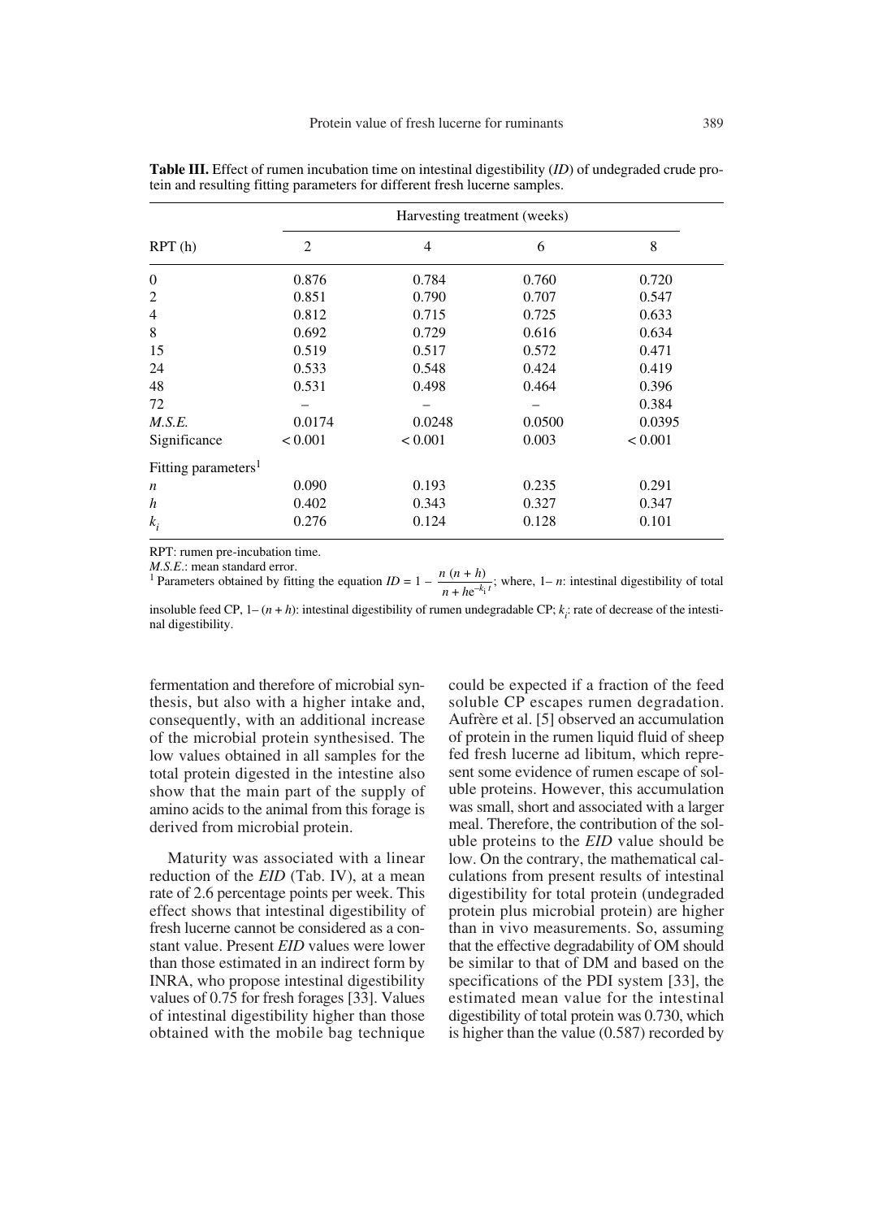**Table III.** Effect of rumen incubation time on intestinal digestibility (*ID*) of undegraded crude protein and resulting fitting parameters for different fresh lucerne samples.

| RPT (h) | Harvesting treatment (weeks) | | | |
|---|---|---|---|---|
| | 2 | 4 | 6 | 8 |
| 0 | 0.876 | 0.784 | 0.760 | 0.720 |
| 2 | 0.851 | 0.790 | 0.707 | 0.547 |
| 4 | 0.812 | 0.715 | 0.725 | 0.633 |
| 8 | 0.692 | 0.729 | 0.616 | 0.634 |
| 15 | 0.519 | 0.517 | 0.572 | 0.471 |
| 24 | 0.533 | 0.548 | 0.424 | 0.419 |
| 48 | 0.531 | 0.498 | 0.464 | 0.396 |
| 72 | – | – | – | 0.384 |
| *M.S.E.* | 0.0174 | 0.0248 | 0.0500 | 0.0395 |
| Significance | < 0.001 | < 0.001 | 0.003 | < 0.001 |
| Fitting parameters[1] | | | | |
| $n$ | 0.090 | 0.193 | 0.235 | 0.291 |
| $h$ | 0.402 | 0.343 | 0.327 | 0.347 |
| $k_i$ | 0.276 | 0.124 | 0.128 | 0.101 |

RPT: rumen pre-incubation time.
*M.S.E.*: mean standard error.
[1] Parameters obtained by fitting the equation $ID = 1 - \frac{n\,(n + h)}{n + he^{-k_i t}}$; where, $1 - n$: intestinal digestibility of total insoluble feed CP, $1 - (n + h)$: intestinal digestibility of rumen undegradable CP; $k_i$: rate of decrease of the intestinal digestibility.

fermentation and therefore of microbial synthesis, but also with a higher intake and, consequently, with an additional increase of the microbial protein synthesised. The low values obtained in all samples for the total protein digested in the intestine also show that the main part of the supply of amino acids to the animal from this forage is derived from microbial protein.

Maturity was associated with a linear reduction of the *EID* (Tab. IV), at a mean rate of 2.6 percentage points per week. This effect shows that intestinal digestibility of fresh lucerne cannot be considered as a constant value. Present *EID* values were lower than those estimated in an indirect form by INRA, who propose intestinal digestibility values of 0.75 for fresh forages [33]. Values of intestinal digestibility higher than those obtained with the mobile bag technique could be expected if a fraction of the feed soluble CP escapes rumen degradation. Aufrère et al. [5] observed an accumulation of protein in the rumen liquid fluid of sheep fed fresh lucerne ad libitum, which represent some evidence of rumen escape of soluble proteins. However, this accumulation was small, short and associated with a larger meal. Therefore, the contribution of the soluble proteins to the *EID* value should be low. On the contrary, the mathematical calculations from present results of intestinal digestibility for total protein (undegraded protein plus microbial protein) are higher than in vivo measurements. So, assuming that the effective degradability of OM should be similar to that of DM and based on the specifications of the PDI system [33], the estimated mean value for the intestinal digestibility of total protein was 0.730, which is higher than the value (0.587) recorded by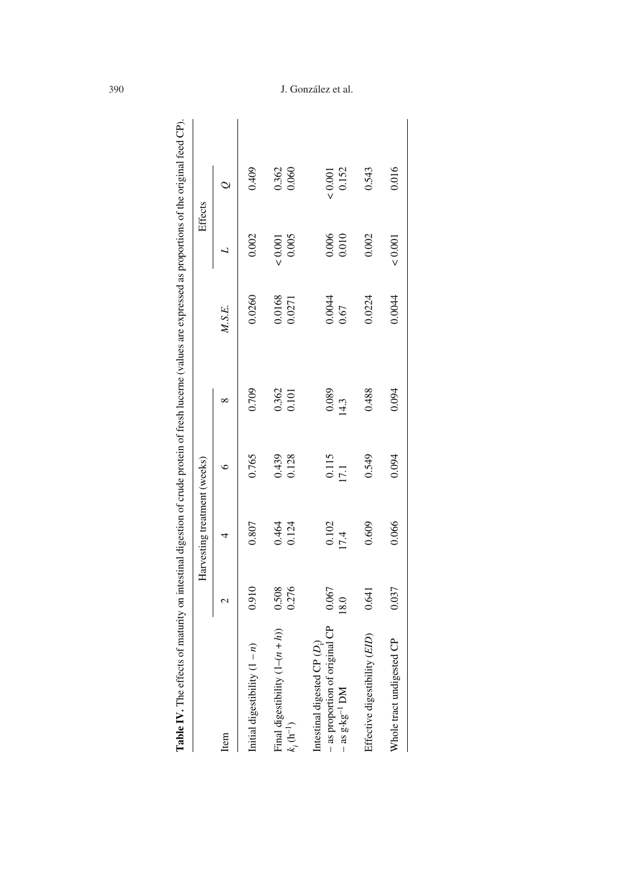**Table IV.** The effects of maturity on intestinal digestion of crude protein of fresh lucerne (values are expressed as proportions of the original feed CP).

| Item | Harvesting treatment (weeks) | | | | | Effects | |
|---|---|---|---|---|---|---|---|
| | 2 | 4 | 6 | 8 | *M.S.E.* | *L* | *Q* |
| Initial digestibility $(1 - n)$ | 0.910 | 0.807 | 0.765 | 0.709 | 0.0260 | 0.002 | 0.409 |
| Final digestibility $(1 - (n + h))$ | 0.508 | 0.464 | 0.439 | 0.362 | 0.0168 | < 0.001 | 0.362 |
| $k_i$ ($h^{-1}$) | 0.276 | 0.124 | 0.128 | 0.101 | 0.0271 | 0.005 | 0.060 |
| Intestinal digested CP ($D_i$) | | | | | | | |
| – as proportion of original CP | 0.067 | 0.102 | 0.115 | 0.089 | 0.0044 | 0.006 | < 0.001 |
| – as g·kg$^{-1}$ DM | 18.0 | 17.4 | 17.1 | 14.3 | 0.67 | 0.010 | 0.152 |
| Effective digestibility (*EID*) | 0.641 | 0.609 | 0.549 | 0.488 | 0.0224 | 0.002 | 0.543 |
| Whole tract undigested CP | 0.037 | 0.066 | 0.094 | 0.094 | 0.0044 | < 0.001 | 0.016 |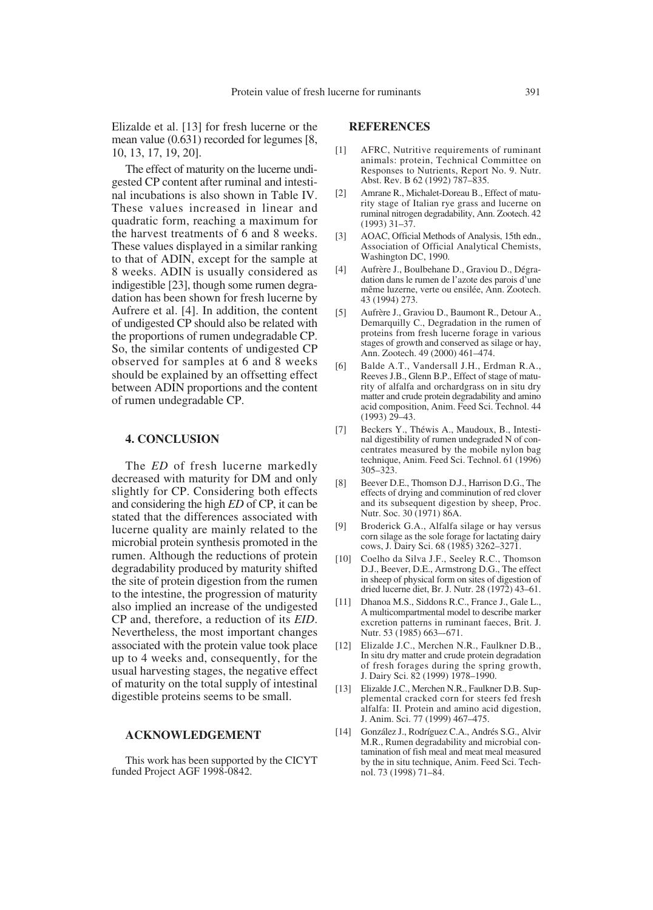Elizalde et al. [13] for fresh lucerne or the mean value (0.631) recorded for legumes [8, 10, 13, 17, 19, 20].

The effect of maturity on the lucerne undigested CP content after ruminal and intestinal incubations is also shown in Table IV. These values increased in linear and quadratic form, reaching a maximum for the harvest treatments of 6 and 8 weeks. These values displayed in a similar ranking to that of ADIN, except for the sample at 8 weeks. ADIN is usually considered as indigestible [23], though some rumen degradation has been shown for fresh lucerne by Aufrere et al. [4]. In addition, the content of undigested CP should also be related with the proportions of rumen undegradable CP. So, the similar contents of undigested CP observed for samples at 6 and 8 weeks should be explained by an offsetting effect between ADIN proportions and the content of rumen undegradable CP.

## 4. CONCLUSION

The *ED* of fresh lucerne markedly decreased with maturity for DM and only slightly for CP. Considering both effects and considering the high *ED* of CP, it can be stated that the differences associated with lucerne quality are mainly related to the microbial protein synthesis promoted in the rumen. Although the reductions of protein degradability produced by maturity shifted the site of protein digestion from the rumen to the intestine, the progression of maturity also implied an increase of the undigested CP and, therefore, a reduction of its *EID*. Nevertheless, the most important changes associated with the protein value took place up to 4 weeks and, consequently, for the usual harvesting stages, the negative effect of maturity on the total supply of intestinal digestible proteins seems to be small.

## ACKNOWLEDGEMENT

This work has been supported by the CICYT funded Project AGF 1998-0842.

## REFERENCES

[1] AFRC, Nutritive requirements of ruminant animals: protein, Technical Committee on Responses to Nutrients, Report No. 9. Nutr. Abst. Rev. B 62 (1992) 787–835.

[2] Amrane R., Michalet-Doreau B., Effect of maturity stage of Italian rye grass and lucerne on ruminal nitrogen degradability, Ann. Zootech. 42 (1993) 31–37.

[3] AOAC, Official Methods of Analysis, 15th edn., Association of Official Analytical Chemists, Washington DC, 1990.

[4] Aufrère J., Boulbehane D., Graviou D., Dégradation dans le rumen de l'azote des parois d'une même luzerne, verte ou ensilée, Ann. Zootech. 43 (1994) 273.

[5] Aufrère J., Graviou D., Baumont R., Detour A., Demarquilly C., Degradation in the rumen of proteins from fresh lucerne forage in various stages of growth and conserved as silage or hay, Ann. Zootech. 49 (2000) 461–474.

[6] Balde A.T., Vandersall J.H., Erdman R.A., Reeves J.B., Glenn B.P., Effect of stage of maturity of alfalfa and orchardgrass on in situ dry matter and crude protein degradability and amino acid composition, Anim. Feed Sci. Technol. 44 (1993) 29–43.

[7] Beckers Y., Théwis A., Maudoux, B., Intestinal digestibility of rumen undegraded N of concentrates measured by the mobile nylon bag technique, Anim. Feed Sci. Technol. 61 (1996) 305–323.

[8] Beever D.E., Thomson D.J., Harrison D.G., The effects of drying and comminution of red clover and its subsequent digestion by sheep, Proc. Nutr. Soc. 30 (1971) 86A.

[9] Broderick G.A., Alfalfa silage or hay versus corn silage as the sole forage for lactating dairy cows, J. Dairy Sci. 68 (1985) 3262–3271.

[10] Coelho da Silva J.F., Seeley R.C., Thomson D.J., Beever, D.E., Armstrong D.G., The effect in sheep of physical form on sites of digestion of dried lucerne diet, Br. J. Nutr. 28 (1972) 43–61.

[11] Dhanoa M.S., Siddons R.C., France J., Gale L., A multicompartmental model to describe marker excretion patterns in ruminant faeces, Brit. J. Nutr. 53 (1985) 663–671.

[12] Elizalde J.C., Merchen N.R., Faulkner D.B., In situ dry matter and crude protein degradation of fresh forages during the spring growth, J. Dairy Sci. 82 (1999) 1978–1990.

[13] Elizalde J.C., Merchen N.R., Faulkner D.B. Supplemental cracked corn for steers fed fresh alfalfa: II. Protein and amino acid digestion, J. Anim. Sci. 77 (1999) 467–475.

[14] González J., Rodríguez C.A., Andrés S.G., Alvir M.R., Rumen degradability and microbial contamination of fish meal and meat meal measured by the in situ technique, Anim. Feed Sci. Technol. 73 (1998) 71–84.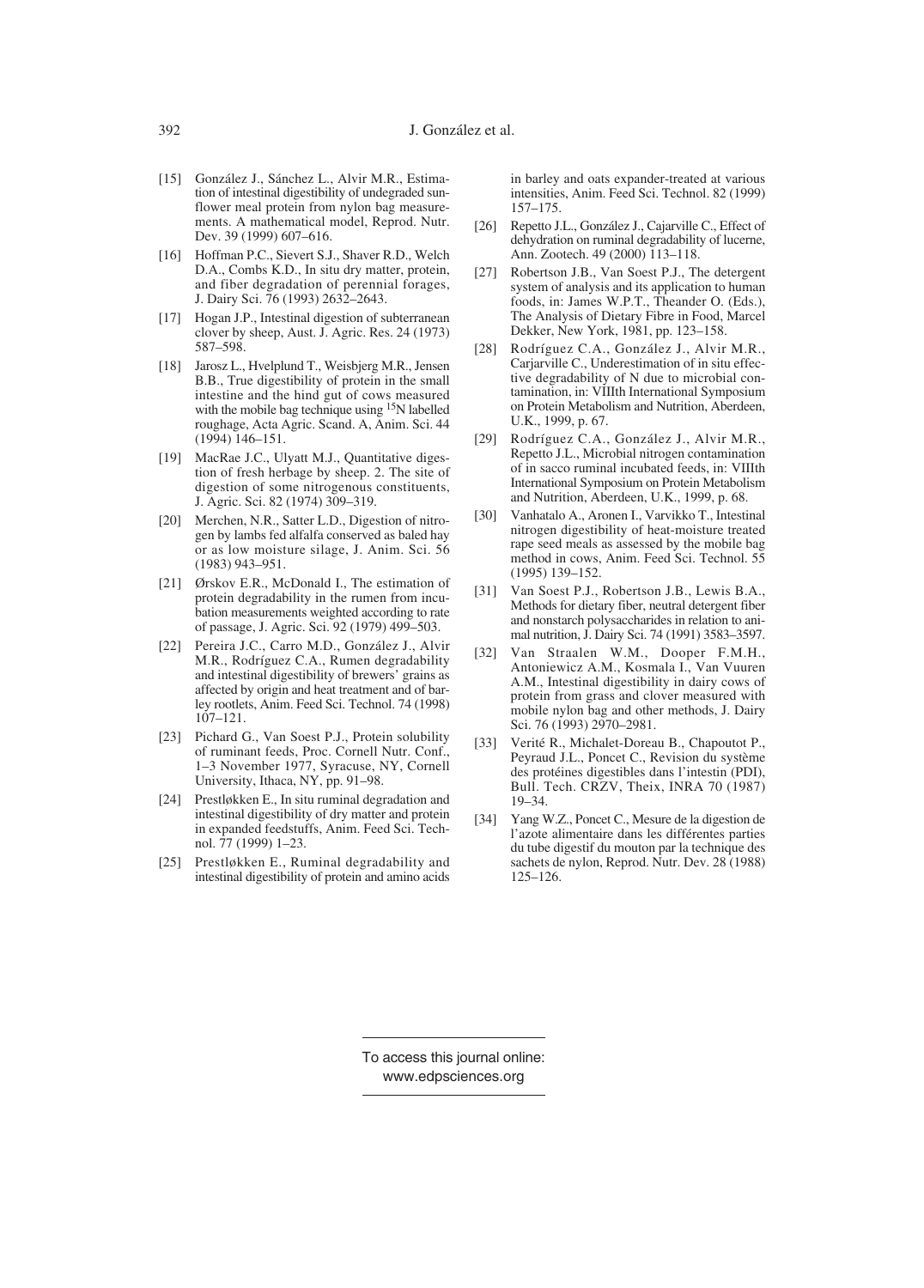[15] González J., Sánchez L., Alvir M.R., Estimation of intestinal digestibility of undegraded sunflower meal protein from nylon bag measurements. A mathematical model, Reprod. Nutr. Dev. 39 (1999) 607–616.

[16] Hoffman P.C., Sievert S.J., Shaver R.D., Welch D.A., Combs K.D., In situ dry matter, protein, and fiber degradation of perennial forages, J. Dairy Sci. 76 (1993) 2632–2643.

[17] Hogan J.P., Intestinal digestion of subterranean clover by sheep, Aust. J. Agric. Res. 24 (1973) 587–598.

[18] Jarosz L., Hvelplund T., Weisbjerg M.R., Jensen B.B., True digestibility of protein in the small intestine and the hind gut of cows measured with the mobile bag technique using $^{15}N$ labelled roughage, Acta Agric. Scand. A, Anim. Sci. 44 (1994) 146–151.

[19] MacRae J.C., Ulyatt M.J., Quantitative digestion of fresh herbage by sheep. 2. The site of digestion of some nitrogenous constituents, J. Agric. Sci. 82 (1974) 309–319.

[20] Merchen, N.R., Satter L.D., Digestion of nitrogen by lambs fed alfalfa conserved as baled hay or as low moisture silage, J. Anim. Sci. 56 (1983) 943–951.

[21] Ørskov E.R., McDonald I., The estimation of protein degradability in the rumen from incubation measurements weighted according to rate of passage, J. Agric. Sci. 92 (1979) 499–503.

[22] Pereira J.C., Carro M.D., González J., Alvir M.R., Rodríguez C.A., Rumen degradability and intestinal digestibility of brewers' grains as affected by origin and heat treatment and of barley rootlets, Anim. Feed Sci. Technol. 74 (1998) 107–121.

[23] Pichard G., Van Soest P.J., Protein solubility of ruminant feeds, Proc. Cornell Nutr. Conf., 1–3 November 1977, Syracuse, NY, Cornell University, Ithaca, NY, pp. 91–98.

[24] Prestløkken E., In situ ruminal degradation and intestinal digestibility of dry matter and protein in expanded feedstuffs, Anim. Feed Sci. Technol. 77 (1999) 1–23.

[25] Prestløkken E., Ruminal degradability and intestinal digestibility of protein and amino acids in barley and oats expander-treated at various intensities, Anim. Feed Sci. Technol. 82 (1999) 157–175.

[26] Repetto J.L., González J., Cajarville C., Effect of dehydration on ruminal degradability of lucerne, Ann. Zootech. 49 (2000) 113–118.

[27] Robertson J.B., Van Soest P.J., The detergent system of analysis and its application to human foods, in: James W.P.T., Theander O. (Eds.), The Analysis of Dietary Fibre in Food, Marcel Dekker, New York, 1981, pp. 123–158.

[28] Rodríguez C.A., González J., Alvir M.R., Carjarville C., Underestimation of in situ effective degradability of N due to microbial contamination, in: VIIIth International Symposium on Protein Metabolism and Nutrition, Aberdeen, U.K., 1999, p. 67.

[29] Rodríguez C.A., González J., Alvir M.R., Repetto J.L., Microbial nitrogen contamination of in sacco ruminal incubated feeds, in: VIIIth International Symposium on Protein Metabolism and Nutrition, Aberdeen, U.K., 1999, p. 68.

[30] Vanhatalo A., Aronen I., Varvikko T., Intestinal nitrogen digestibility of heat-moisture treated rape seed meals as assessed by the mobile bag method in cows, Anim. Feed Sci. Technol. 55 (1995) 139–152.

[31] Van Soest P.J., Robertson J.B., Lewis B.A., Methods for dietary fiber, neutral detergent fiber and nonstarch polysaccharides in relation to animal nutrition, J. Dairy Sci. 74 (1991) 3583–3597.

[32] Van Straalen W.M., Dooper F.M.H., Antoniewicz A.M., Kosmala I., Van Vuuren A.M., Intestinal digestibility in dairy cows of protein from grass and clover measured with mobile nylon bag and other methods, J. Dairy Sci. 76 (1993) 2970–2981.

[33] Verité R., Michalet-Doreau B., Chapoutot P., Peyraud J.L., Poncet C., Revision du système des protéines digestibles dans l'intestin (PDI), Bull. Tech. CRZV, Theix, INRA 70 (1987) 19–34.

[34] Yang W.Z., Poncet C., Mesure de la digestion de l'azote alimentaire dans les différentes parties du tube digestif du mouton par la technique des sachets de nylon, Reprod. Nutr. Dev. 28 (1988) 125–126.

To access this journal online:
www.edpsciences.org